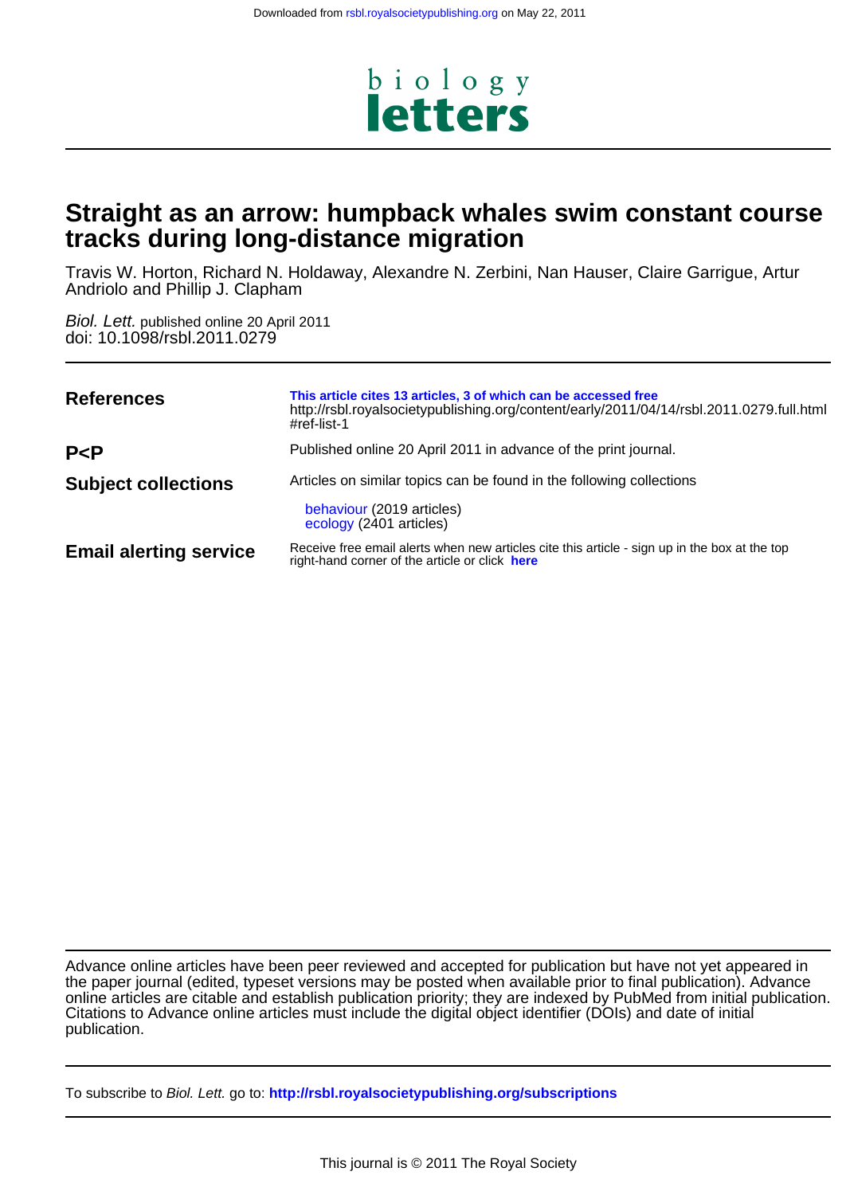# Straight as an arrow: humpback whales swim constant course tracks during long-distance migration

Travis W. Horton, Richard N. Holdaway, Alexandre N. Zerbini, Nan Hauser, Claire Garrigue, Artur Andriolo and Phillip J. Clapham

*Biol. Lett.* published online 20 April 2011
doi: 10.1098/rsbl.2011.0279

| | |
|---|---|
| **References** | **This article cites 13 articles, 3 of which can be accessed free** http://rsbl.royalsocietypublishing.org/content/early/2011/04/14/rsbl.2011.0279.full.html #ref-list-1 |
| **P<P** | Published online 20 April 2011 in advance of the print journal. |
| **Subject collections** | Articles on similar topics can be found in the following collections<br><br>behaviour (2019 articles)<br>ecology (2401 articles) |
| **Email alerting service** | Receive free email alerts when new articles cite this article - sign up in the box at the top right-hand corner of the article or click **here** |

Advance online articles have been peer reviewed and accepted for publication but have not yet appeared in the paper journal (edited, typeset versions may be posted when available prior to final publication). Advance online articles are citable and establish publication priority; they are indexed by PubMed from initial publication. Citations to Advance online articles must include the digital object identifier (DOIs) and date of initial publication.

To subscribe to *Biol. Lett.* go to: **http://rsbl.royalsocietypublishing.org/subscriptions**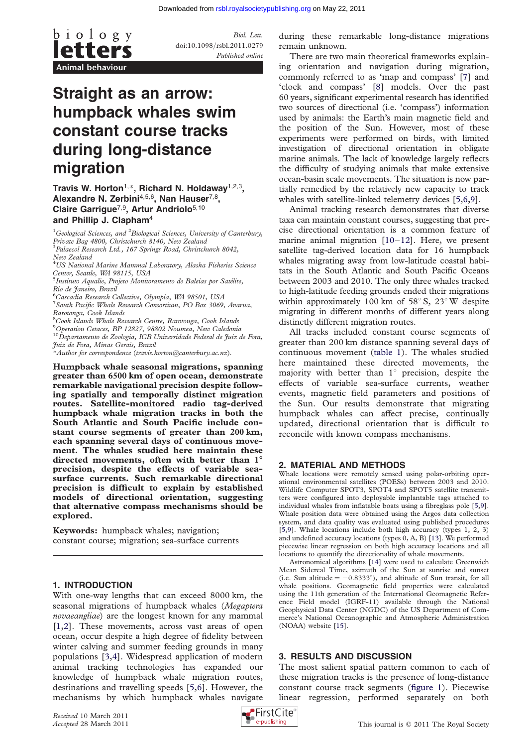# Straight as an arrow: humpback whales swim constant course tracks during long-distance migration

**Travis W. Horton[1,*], Richard N. Holdaway[1,2,3], Alexandre N. Zerbini[4,5,6], Nan Hauser[7,8], Claire Garrigue[7,9], Artur Andriolo[5,10] and Phillip J. Clapham[4]**

[1]*Geological Sciences, and* [2]*Biological Sciences, University of Canterbury, Private Bag 4800, Christchurch 8140, New Zealand*
[3]*Palaecol Research Ltd., 167 Springs Road, Christchurch 8042, New Zealand*
[4]*US National Marine Mammal Laboratory, Alaska Fisheries Science Center, Seattle, WA 98115, USA*
[5]*Instituto Aqualie, Projeto Monitoramento de Baleias por Satélite, Rio de Janeiro, Brazil*
[6]*Cascadia Research Collective, Olympia, WA 98501, USA*
[7]*South Pacific Whale Research Consortium, PO Box 3069, Avarua, Rarotonga, Cook Islands*
[8]*Cook Islands Whale Research Centre, Rarotonga, Cook Islands*
[9]*Operation Cetaces, BP 12827, 98802 Noumea, New Caledonia*
[10]*Departamento de Zoologia, ICB Universidade Federal de Juiz de Fora, Juiz de Fora, Minas Gerais, Brazil*
*\*Author for correspondence (travis.horton@canterbury.ac.nz).*

**Humpback whale seasonal migrations, spanning greater than 6500 km of open ocean, demonstrate remarkable navigational precision despite following spatially and temporally distinct migration routes. Satellite-monitored radio tag-derived humpback whale migration tracks in both the South Atlantic and South Pacific include constant course segments of greater than 200 km, each spanning several days of continuous movement. The whales studied here maintain these directed movements, often with better than 1° precision, despite the effects of variable sea-surface currents. Such remarkable directional precision is difficult to explain by established models of directional orientation, suggesting that alternative compass mechanisms should be explored.**

**Keywords:** humpback whales; navigation; constant course; migration; sea-surface currents

## 1. INTRODUCTION

With one-way lengths that can exceed 8000 km, the seasonal migrations of humpback whales (*Megaptera novaeangliae*) are the longest known for any mammal [1,2]. These movements, across vast areas of open ocean, occur despite a high degree of fidelity between winter calving and summer feeding grounds in many populations [3,4]. Widespread application of modern animal tracking technologies has expanded our knowledge of humpback whale migration routes, destinations and travelling speeds [5,6]. However, the mechanisms by which humpback whales navigate during these remarkable long-distance migrations remain unknown.

There are two main theoretical frameworks explaining orientation and navigation during migration, commonly referred to as 'map and compass' [7] and 'clock and compass' [8] models. Over the past 60 years, significant experimental research has identified two sources of directional (i.e. 'compass') information used by animals: the Earth's main magnetic field and the position of the Sun. However, most of these experiments were performed on birds, with limited investigation of directional orientation in obligate marine animals. The lack of knowledge largely reflects the difficulty of studying animals that make extensive ocean-basin scale movements. The situation is now partially remedied by the relatively new capacity to track whales with satellite-linked telemetry devices [5,6,9].

Animal tracking research demonstrates that diverse taxa can maintain constant courses, suggesting that precise directional orientation is a common feature of marine animal migration [10–12]. Here, we present satellite tag-derived location data for 16 humpback whales migrating away from low-latitude coastal habitats in the South Atlantic and South Pacific Oceans between 2003 and 2010. The only three whales tracked to high-latitude feeding grounds ended their migrations within approximately 100 km of 58° S, 23° W despite migrating in different months of different years along distinctly different migration routes.

All tracks included constant course segments of greater than 200 km distance spanning several days of continuous movement (table 1). The whales studied here maintained these directed movements, the majority with better than 1° precision, despite the effects of variable sea-surface currents, weather events, magnetic field parameters and positions of the Sun. Our results demonstrate that migrating humpback whales can affect precise, continually updated, directional orientation that is difficult to reconcile with known compass mechanisms.

## 2. MATERIAL AND METHODS

Whale locations were remotely sensed using polar-orbiting operational environmental satellites (POESs) between 2003 and 2010. Wildlife Computer SPOT3, SPOT4 and SPOT5 satellite transmitters were configured into deployable implantable tags attached to individual whales from inflatable boats using a fibreglass pole [5,9]. Whale position data were obtained using the Argos data collection system, and data quality was evaluated using published procedures [5,9]. Whale locations include both high accuracy (types 1, 2, 3) and undefined accuracy locations (types 0, A, B) [13]. We performed piecewise linear regression on both high accuracy locations and all locations to quantify the directionality of whale movements.

Astronomical algorithms [14] were used to calculate Greenwich Mean Sidereal Time, azimuth of the Sun at sunrise and sunset (i.e. Sun altitude = −0.8333°), and altitude of Sun transit, for all whale positions. Geomagnetic field properties were calculated using the 11th generation of the International Geomagnetic Reference Field model (IGRF-11) available through the National Geophysical Data Center (NGDC) of the US Department of Commerce's National Oceanographic and Atmospheric Administration (NOAA) website [15].

## 3. RESULTS AND DISCUSSION

The most salient spatial pattern common to each of these migration tracks is the presence of long-distance constant course track segments (figure 1). Piecewise linear regression, performed separately on both

*Received 10 March 2011*
*Accepted 28 March 2011*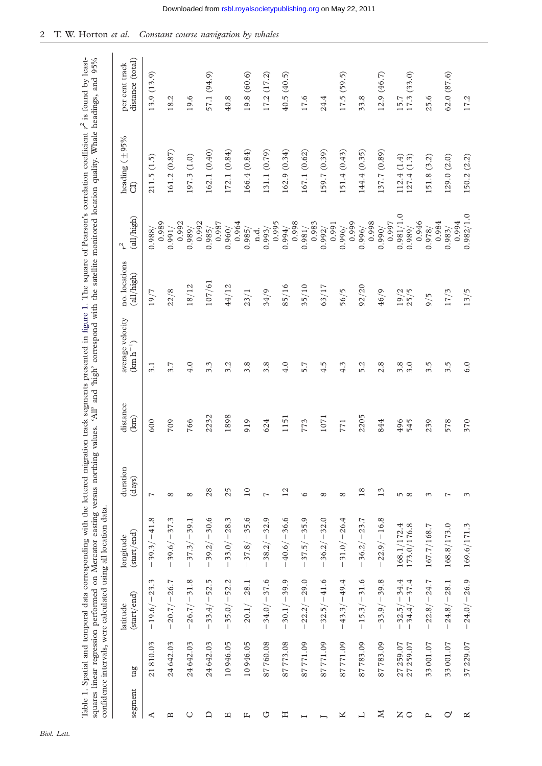Table 1. Spatial and temporal data corresponding with the lettered migration track segments presented in figure 1. The square of Pearson's correlation coefficient $r^2$ is found by least-squares linear regression performed on Mercator easting versus northing values. 'All' and 'high' correspond with the satellite monitored location quality. Whale headings, and 95% confidence intervals, were calculated using all location data.

| segment | tag | latitude (start/end) | longitude (start/end) | duration (days) | distance (km) | average velocity (km h$^{-1}$) | no. locations (all/high) | $r^2$ (all/high) | heading (±95% CI) | per cent track distance (total) |
|---|---|---|---|---|---|---|---|---|---|---|
| A | 21 810.03 | −19.6/−23.3 | −39.3/−41.8 | 7 | 600 | 3.1 | 19/7 | 0.988/0.989 | 211.5 (1.5) | 13.9 (13.9) |
| B | 24 642.03 | −20.7/−26.7 | −39.6/−37.3 | 8 | 709 | 3.7 | 22/8 | 0.991/0.992 | 161.2 (0.87) | 18.2 |
| C | 24 642.03 | −26.7/−31.8 | −37.3/−39.1 | 8 | 766 | 4.0 | 18/12 | 0.989/0.992 | 197.3 (1.0) | 19.6 |
| D | 24 642.03 | −33.4/−52.5 | −39.2/−30.6 | 28 | 2232 | 3.3 | 107/61 | 0.985/0.987 | 162.1 (0.40) | 57.1 (94.9) |
| E | 10 946.05 | −35.0/−52.2 | −33.0/−28.3 | 25 | 1898 | 3.2 | 44/12 | 0.960/0.964 | 172.1 (0.84) | 40.8 |
| F | 10 946.05 | −20.1/−28.1 | −37.8/−35.6 | 10 | 919 | 3.8 | 23/1 | 0.985/n.d. | 166.4 (0.84) | 19.8 (60.6) |
| G | 87 760.08 | −34.0/−37.6 | −38.2/−32.9 | 7 | 624 | 3.8 | 34/9 | 0.993/0.995 | 131.1 (0.79) | 17.2 (17.2) |
| H | 87 773.08 | −30.1/−39.9 | −40.6/−36.6 | 12 | 1151 | 4.0 | 85/16 | 0.994/0.998 | 162.9 (0.34) | 40.5 (40.5) |
| I | 87 771.09 | −22.2/−29.0 | −37.5/−35.9 | 6 | 773 | 5.7 | 35/10 | 0.981/0.983 | 167.1 (0.62) | 17.6 |
| J | 87 771.09 | −32.5/−41.6 | −36.2/−32.0 | 8 | 1071 | 4.5 | 63/17 | 0.992/0.991 | 159.7 (0.39) | 24.4 |
| K | 87 771.09 | −43.3/−49.4 | −31.0/−26.4 | 8 | 771 | 4.3 | 56/5 | 0.996/0.999 | 151.4 (0.43) | 17.5 (59.5) |
| L | 87 783.09 | −15.3/−31.6 | −36.2/−23.7 | 18 | 2205 | 5.2 | 92/20 | 0.996/0.998 | 144.4 (0.35) | 33.8 |
| M | 87 783.09 | −33.9/−39.8 | −22.9/−16.8 | 13 | 844 | 2.8 | 46/9 | 0.990/0.997 | 137.7 (0.89) | 12.9 (46.7) |
| N | 27 259.07 | −32.5/−34.4 | 168.1/172.4 | 5 | 496 | 3.8 | 19/2 | 0.981/1.0 | 112.4 (1.4) | 15.7 |
| O | 27 259.07 | −34.4/−37.4 | 173.0/176.8 | 8 | 545 | 3.0 | 25/5 | 0.989/0.946 | 127.4 (1.3) | 17.3 (33.0) |
| P | 33 001.07 | −22.8/−24.7 | 167.7/168.7 | 3 | 239 | 3.5 | 9/5 | 0.978/0.984 | 151.8 (3.2) | 25.6 |
| Q | 33 001.07 | −24.8/−28.1 | 168.8/173.0 | 7 | 578 | 3.5 | 17/3 | 0.983/0.994 | 129.0 (2.0) | 62.0 (87.6) |
| R | 37 229.07 | −24.0/−26.9 | 169.6/171.3 | 3 | 370 | 6.0 | 13/5 | 0.982/1.0 | 150.2 (2.2) | 17.2 |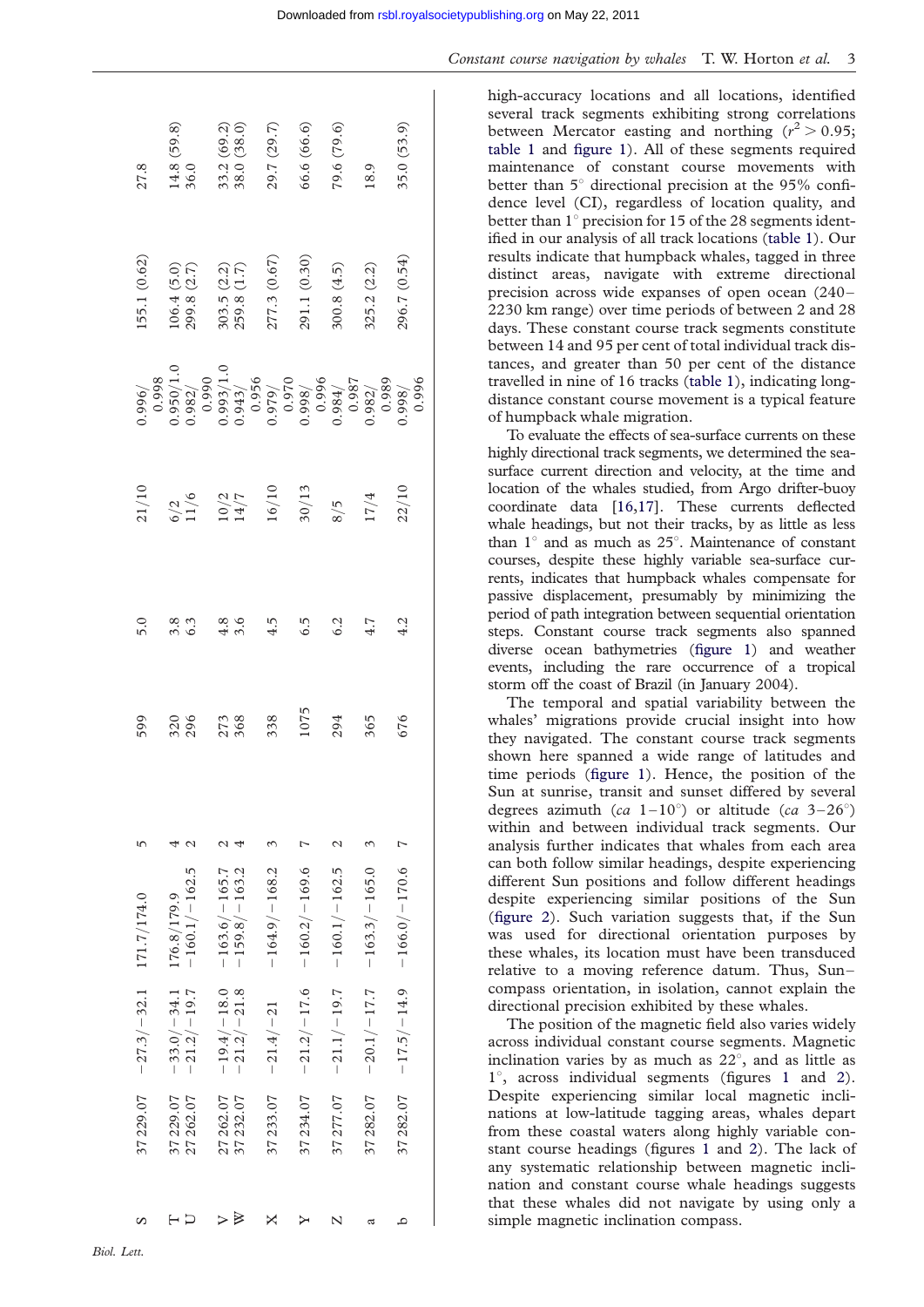| | | | | | | | | | | |
|---|---|---|---|---|---|---|---|---|---|---|
| S | 37 229.07 | −27.3/−32.1 | 171.7/174.0 | 5 | 599 | 5.0 | 21/10 | 0.996/0.998 | 155.1 (0.62) | 27.8 |
| T | 37 229.07 | −33.0/−34.1 | 176.8/179.9 | 4 | 320 | 3.8 | 6/2 | 0.950/1.0 | 106.4 (5.0) | 14.8 (59.8) |
| U | 27 262.07 | −21.2/−19.7 | −160.1/−162.5 | 2 | 296 | 6.3 | 11/6 | 0.982/0.990 | 299.8 (2.7) | 36.0 |
| V | 27 262.07 | −19.4/−18.0 | −163.6/−165.7 | 2 | 273 | 4.8 | 10/2 | 0.993/1.0 | 303.5 (2.2) | 33.2 (69.2) |
| W | 37 232.07 | −21.2/−21.8 | −159.8/−163.2 | 4 | 368 | 3.6 | 14/7 | 0.943/0.956 | 259.8 (1.7) | 38.0 (38.0) |
| X | 37 233.07 | −21.4/−21 | −164.9/−168.2 | 3 | 338 | 4.5 | 16/10 | 0.979/0.970 | 277.3 (0.67) | 29.7 (29.7) |
| Y | 37 234.07 | −21.2/−17.6 | −160.2/−169.6 | 7 | 1075 | 6.5 | 30/13 | 0.998/0.996 | 291.1 (0.30) | 66.6 (66.6) |
| Z | 37 277.07 | −21.1/−19.7 | −160.1/−162.5 | 2 | 294 | 6.2 | 8/5 | 0.984/0.987 | 300.8 (4.5) | 79.6 (79.6) |
| a | 37 282.07 | −20.1/−17.7 | −163.3/−165.0 | 3 | 365 | 4.7 | 17/4 | 0.982/0.989 | 325.2 (2.2) | 18.9 |
| b | 37 282.07 | −17.5/−14.9 | −166.0/−170.6 | 7 | 676 | 4.2 | 22/10 | 0.998/0.996 | 296.7 (0.54) | 35.0 (53.9) |

high-accuracy locations and all locations, identified several track segments exhibiting strong correlations between Mercator easting and northing ($r^2 > 0.95$; table 1 and figure 1). All of these segments required maintenance of constant course movements with better than 5° directional precision at the 95% confidence level (CI), regardless of location quality, and better than 1° precision for 15 of the 28 segments identified in our analysis of all track locations (table 1). Our results indicate that humpback whales, tagged in three distinct areas, navigate with extreme directional precision across wide expanses of open ocean (240–2230 km range) over time periods of between 2 and 28 days. These constant course track segments constitute between 14 and 95 per cent of total individual track distances, and greater than 50 per cent of the distance travelled in nine of 16 tracks (table 1), indicating long-distance constant course movement is a typical feature of humpback whale migration.

To evaluate the effects of sea-surface currents on these highly directional track segments, we determined the sea-surface current direction and velocity, at the time and location of the whales studied, from Argo drifter-buoy coordinate data [16,17]. These currents deflected whale headings, but not their tracks, by as little as less than 1° and as much as 25°. Maintenance of constant courses, despite these highly variable sea-surface currents, indicates that humpback whales compensate for passive displacement, presumably by minimizing the period of path integration between sequential orientation steps. Constant course track segments also spanned diverse ocean bathymetries (figure 1) and weather events, including the rare occurrence of a tropical storm off the coast of Brazil (in January 2004).

The temporal and spatial variability between the whales' migrations provide crucial insight into how they navigated. The constant course track segments shown here spanned a wide range of latitudes and time periods (figure 1). Hence, the position of the Sun at sunrise, transit and sunset differed by several degrees azimuth (*ca* 1–10°) or altitude (*ca* 3–26°) within and between individual track segments. Our analysis further indicates that whales from each area can both follow similar headings, despite experiencing different Sun positions and follow different headings despite experiencing similar positions of the Sun (figure 2). Such variation suggests that, if the Sun was used for directional orientation purposes by these whales, its location must have been transduced relative to a moving reference datum. Thus, Sun–compass orientation, in isolation, cannot explain the directional precision exhibited by these whales.

The position of the magnetic field also varies widely across individual constant course segments. Magnetic inclination varies by as much as 22°, and as little as 1°, across individual segments (figures 1 and 2). Despite experiencing similar local magnetic inclinations at low-latitude tagging areas, whales depart from these coastal waters along highly variable constant course headings (figures 1 and 2). The lack of any systematic relationship between magnetic inclination and constant course whale headings suggests that these whales did not navigate by using only a simple magnetic inclination compass.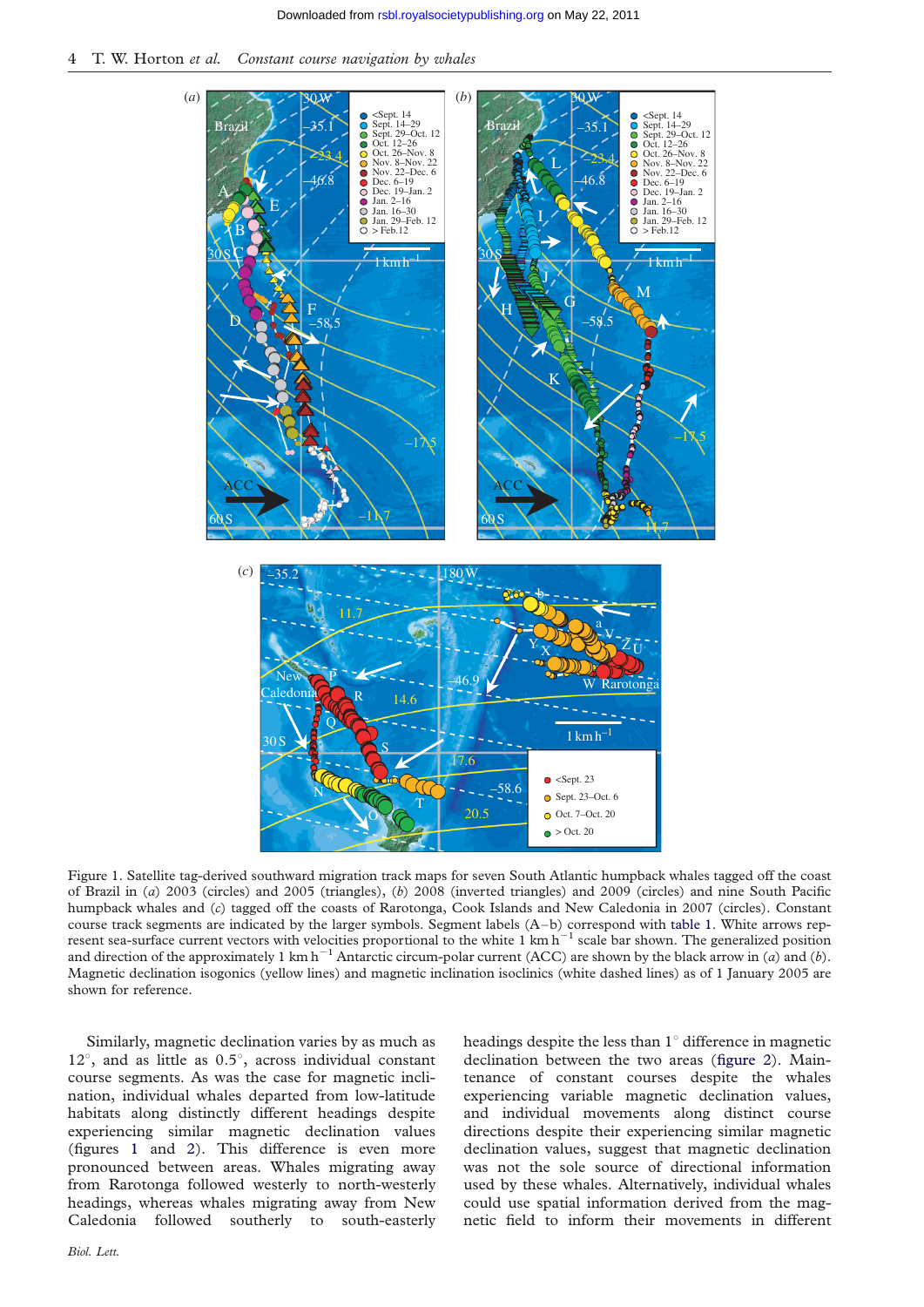Figure 1. Satellite tag-derived southward migration track maps for seven South Atlantic humpback whales tagged off the coast of Brazil in (*a*) 2003 (circles) and 2005 (triangles), (*b*) 2008 (inverted triangles) and 2009 (circles) and nine South Pacific humpback whales and (*c*) tagged off the coasts of Rarotonga, Cook Islands and New Caledonia in 2007 (circles). Constant course track segments are indicated by the larger symbols. Segment labels (A–b) correspond with table 1. White arrows represent sea-surface current vectors with velocities proportional to the white 1 km $h^{-1}$ scale bar shown. The generalized position and direction of the approximately 1 km $h^{-1}$ Antarctic circum-polar current (ACC) are shown by the black arrow in (*a*) and (*b*). Magnetic declination isogonics (yellow lines) and magnetic inclination isoclinics (white dashed lines) as of 1 January 2005 are shown for reference.

Similarly, magnetic declination varies by as much as 12°, and as little as 0.5°, across individual constant course segments. As was the case for magnetic inclination, individual whales departed from low-latitude habitats along distinctly different headings despite experiencing similar magnetic declination values (figures 1 and 2). This difference is even more pronounced between areas. Whales migrating away from Rarotonga followed westerly to north-westerly headings, whereas whales migrating away from New Caledonia followed southerly to south-easterly headings despite the less than 1° difference in magnetic declination between the two areas (figure 2). Maintenance of constant courses despite the whales experiencing variable magnetic declination values, and individual movements along distinct course directions despite their experiencing similar magnetic declination values, suggest that magnetic declination was not the sole source of directional information used by these whales. Alternatively, individual whales could use spatial information derived from the magnetic field to inform their movements in different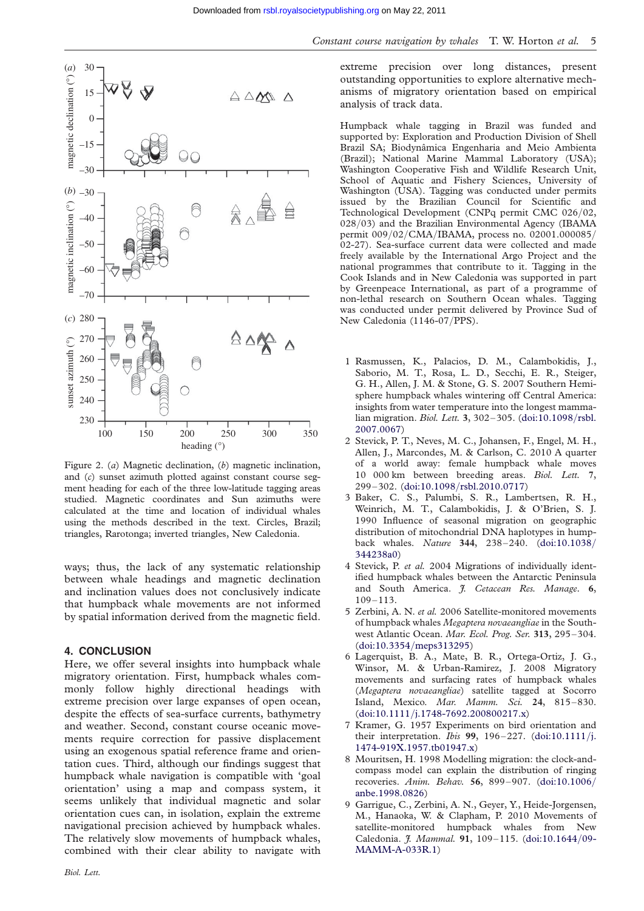(a) 30 15 0 −15 −30
magnetic declination (°)

(b) −30 −40 −50 −60 −70
magnetic inclination (°)

(c) 280 270 260 250 240 230
sunset azimuth (°)

100 150 200 250 300 350
heading (°)

Figure 2. (*a*) Magnetic declination, (*b*) magnetic inclination, and (*c*) sunset azimuth plotted against constant course segment heading for each of the three low-latitude tagging areas studied. Magnetic coordinates and Sun azimuths were calculated at the time and location of individual whales using the methods described in the text. Circles, Brazil; triangles, Rarotonga; inverted triangles, New Caledonia.

ways; thus, the lack of any systematic relationship between whale headings and magnetic declination and inclination values does not conclusively indicate that humpback whale movements are not informed by spatial information derived from the magnetic field.

## 4. CONCLUSION

Here, we offer several insights into humpback whale migratory orientation. First, humpback whales commonly follow highly directional headings with extreme precision over large expanses of open ocean, despite the effects of sea-surface currents, bathymetry and weather. Second, constant course oceanic movements require correction for passive displacement using an exogenous spatial reference frame and orientation cues. Third, although our findings suggest that humpback whale navigation is compatible with 'goal orientation' using a map and compass system, it seems unlikely that individual magnetic and solar orientation cues can, in isolation, explain the extreme navigational precision achieved by humpback whales. The relatively slow movements of humpback whales, combined with their clear ability to navigate with extreme precision over long distances, present outstanding opportunities to explore alternative mechanisms of migratory orientation based on empirical analysis of track data.

Humpback whale tagging in Brazil was funded and supported by: Exploration and Production Division of Shell Brazil SA; Biodynâmica Engenharia and Meio Ambienta (Brazil); National Marine Mammal Laboratory (USA); Washington Cooperative Fish and Wildlife Research Unit, School of Aquatic and Fishery Sciences, University of Washington (USA). Tagging was conducted under permits issued by the Brazilian Council for Scientific and Technological Development (CNPq permit CMC 026/02, 028/03) and the Brazilian Environmental Agency (IBAMA permit 009/02/CMA/IBAMA, process no. 02001.000085/02-27). Sea-surface current data were collected and made freely available by the International Argo Project and the national programmes that contribute to it. Tagging in the Cook Islands and in New Caledonia was supported in part by Greenpeace International, as part of a programme of non-lethal research on Southern Ocean whales. Tagging was conducted under permit delivered by Province Sud of New Caledonia (1146-07/PPS).

1 Rasmussen, K., Palacios, D. M., Calambokidis, J., Saborio, M. T., Rosa, L. D., Secchi, E. R., Steiger, G. H., Allen, J. M. & Stone, G. S. 2007 Southern Hemisphere humpback whales wintering off Central America: insights from water temperature into the longest mammalian migration. *Biol. Lett.* **3**, 302–305. (doi:10.1098/rsbl.2007.0067)

2 Stevick, P. T., Neves, M. C., Johansen, F., Engel, M. H., Allen, J., Marcondes, M. & Carlson, C. 2010 A quarter of a world away: female humpback whale moves 10 000 km between breeding areas. *Biol. Lett.* **7**, 299–302. (doi:10.1098/rsbl.2010.0717)

3 Baker, C. S., Palumbi, S. R., Lambertsen, R. H., Weinrich, M. T., Calambokidis, J. & O'Brien, S. J. 1990 Influence of seasonal migration on geographic distribution of mitochondrial DNA haplotypes in humpback whales. *Nature* **344**, 238–240. (doi:10.1038/344238a0)

4 Stevick, P. *et al.* 2004 Migrations of individually identified humpback whales between the Antarctic Peninsula and South America. *J. Cetacean Res. Manage.* **6**, 109–113.

5 Zerbini, A. N. *et al.* 2006 Satellite-monitored movements of humpback whales *Megaptera novaeangliae* in the Southwest Atlantic Ocean. *Mar. Ecol. Prog. Ser.* **313**, 295–304. (doi:10.3354/meps313295)

6 Lagerquist, B. A., Mate, B. R., Ortega-Ortiz, J. G., Winsor, M. & Urban-Ramirez, J. 2008 Migratory movements and surfacing rates of humpback whales (*Megaptera novaeangliae*) satellite tagged at Socorro Island, Mexico. *Mar. Mamm. Sci.* **24**, 815–830. (doi:10.1111/j.1748-7692.200800217.x)

7 Kramer, G. 1957 Experiments on bird orientation and their interpretation. *Ibis* **99**, 196–227. (doi:10.1111/j.1474-919X.1957.tb01947.x)

8 Mouritsen, H. 1998 Modelling migration: the clock-and-compass model can explain the distribution of ringing recoveries. *Anim. Behav.* **56**, 899–907. (doi:10.1006/anbe.1998.0826)

9 Garrigue, C., Zerbini, A. N., Geyer, Y., Heide-Jorgensen, M., Hanaoka, W. & Clapham, P. 2010 Movements of satellite-monitored humpback whales from New Caledonia. *J. Mammal.* **91**, 109–115. (doi:10.1644/09-MAMM-A-033R.1)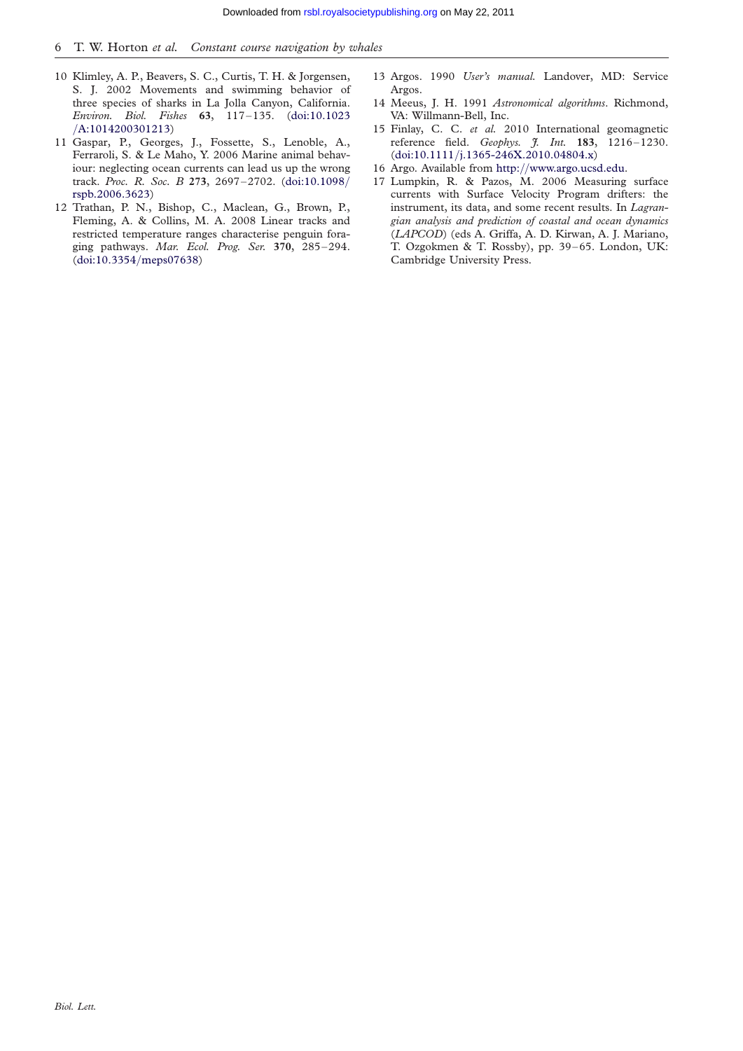10 Klimley, A. P., Beavers, S. C., Curtis, T. H. & Jorgensen, S. J. 2002 Movements and swimming behavior of three species of sharks in La Jolla Canyon, California. *Environ. Biol. Fishes* **63**, 117–135. (doi:10.1023/A:1014200301213)

11 Gaspar, P., Georges, J., Fossette, S., Lenoble, A., Ferraroli, S. & Le Maho, Y. 2006 Marine animal behaviour: neglecting ocean currents can lead us up the wrong track. *Proc. R. Soc. B* **273**, 2697–2702. (doi:10.1098/rspb.2006.3623)

12 Trathan, P. N., Bishop, C., Maclean, G., Brown, P., Fleming, A. & Collins, M. A. 2008 Linear tracks and restricted temperature ranges characterise penguin foraging pathways. *Mar. Ecol. Prog. Ser.* **370**, 285–294. (doi:10.3354/meps07638)

13 Argos. 1990 *User's manual*. Landover, MD: Service Argos.

14 Meeus, J. H. 1991 *Astronomical algorithms*. Richmond, VA: Willmann-Bell, Inc.

15 Finlay, C. C. *et al.* 2010 International geomagnetic reference field. *Geophys. J. Int.* **183**, 1216–1230. (doi:10.1111/j.1365-246X.2010.04804.x)

16 Argo. Available from http://www.argo.ucsd.edu.

17 Lumpkin, R. & Pazos, M. 2006 Measuring surface currents with Surface Velocity Program drifters: the instrument, its data, and some recent results. In *Lagrangian analysis and prediction of coastal and ocean dynamics* (*LAPCOD*) (eds A. Griffa, A. D. Kirwan, A. J. Mariano, T. Ozgokmen & T. Rossby), pp. 39–65. London, UK: Cambridge University Press.